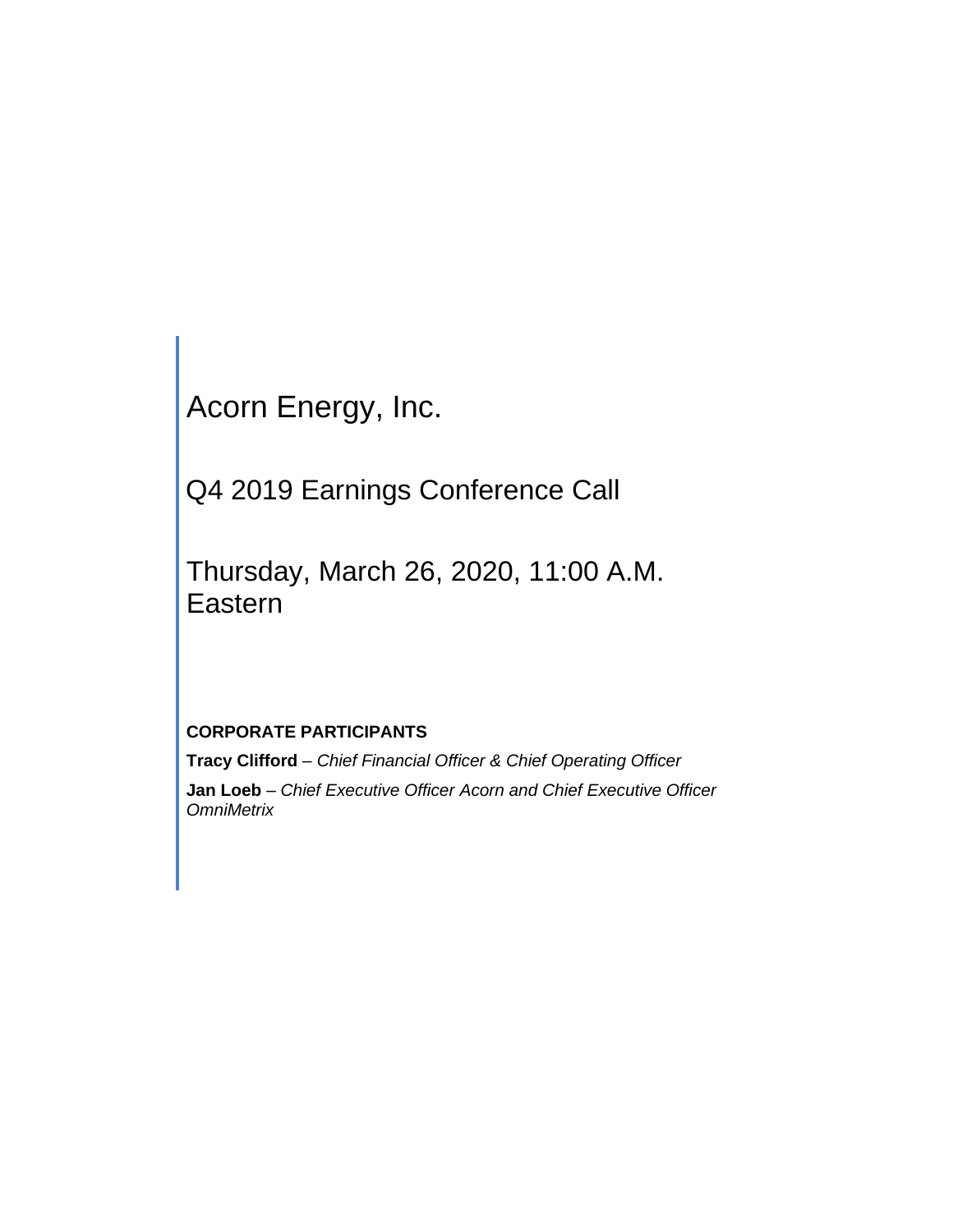# Acorn Energy, Inc.

## Q4 2019 Earnings Conference Call

## Thursday, March 26, 2020, 11:00 A.M. Eastern

**CORPORATE PARTICIPANTS**

**Tracy Clifford** – *Chief Financial Officer & Chief Operating Officer*

**Jan Loeb** – *Chief Executive Officer Acorn and Chief Executive Officer OmniMetrix*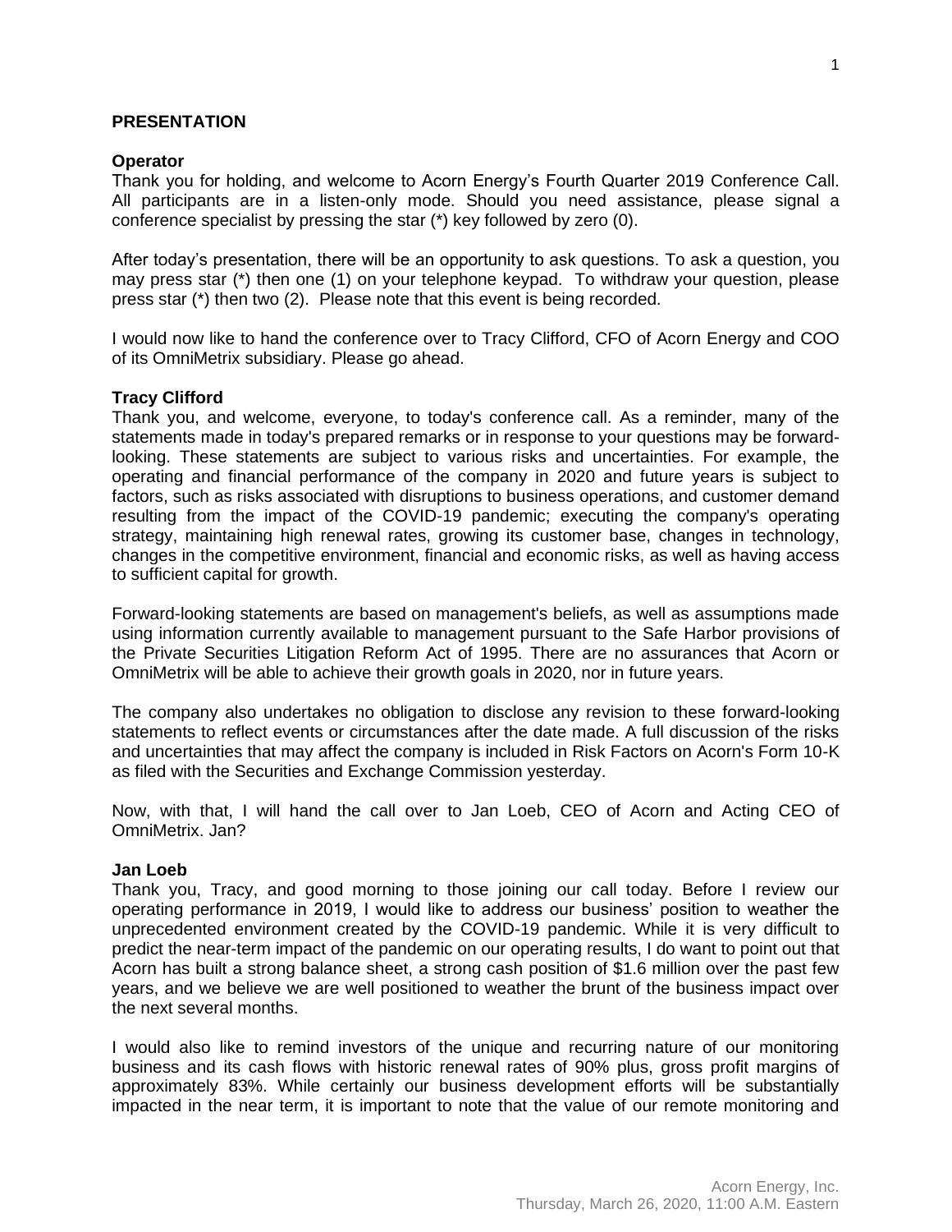## PRESENTATION

**Operator**

Thank you for holding, and welcome to Acorn Energy's Fourth Quarter 2019 Conference Call. All participants are in a listen-only mode. Should you need assistance, please signal a conference specialist by pressing the star (*) key followed by zero (0).

After today's presentation, there will be an opportunity to ask questions. To ask a question, you may press star (*) then one (1) on your telephone keypad. To withdraw your question, please press star (*) then two (2). Please note that this event is being recorded.

I would now like to hand the conference over to Tracy Clifford, CFO of Acorn Energy and COO of its OmniMetrix subsidiary. Please go ahead.

**Tracy Clifford**

Thank you, and welcome, everyone, to today's conference call. As a reminder, many of the statements made in today's prepared remarks or in response to your questions may be forward-looking. These statements are subject to various risks and uncertainties. For example, the operating and financial performance of the company in 2020 and future years is subject to factors, such as risks associated with disruptions to business operations, and customer demand resulting from the impact of the COVID-19 pandemic; executing the company's operating strategy, maintaining high renewal rates, growing its customer base, changes in technology, changes in the competitive environment, financial and economic risks, as well as having access to sufficient capital for growth.

Forward-looking statements are based on management's beliefs, as well as assumptions made using information currently available to management pursuant to the Safe Harbor provisions of the Private Securities Litigation Reform Act of 1995. There are no assurances that Acorn or OmniMetrix will be able to achieve their growth goals in 2020, nor in future years.

The company also undertakes no obligation to disclose any revision to these forward-looking statements to reflect events or circumstances after the date made. A full discussion of the risks and uncertainties that may affect the company is included in Risk Factors on Acorn's Form 10-K as filed with the Securities and Exchange Commission yesterday.

Now, with that, I will hand the call over to Jan Loeb, CEO of Acorn and Acting CEO of OmniMetrix. Jan?

**Jan Loeb**

Thank you, Tracy, and good morning to those joining our call today. Before I review our operating performance in 2019, I would like to address our business' position to weather the unprecedented environment created by the COVID-19 pandemic. While it is very difficult to predict the near-term impact of the pandemic on our operating results, I do want to point out that Acorn has built a strong balance sheet, a strong cash position of $1.6 million over the past few years, and we believe we are well positioned to weather the brunt of the business impact over the next several months.

I would also like to remind investors of the unique and recurring nature of our monitoring business and its cash flows with historic renewal rates of 90% plus, gross profit margins of approximately 83%. While certainly our business development efforts will be substantially impacted in the near term, it is important to note that the value of our remote monitoring and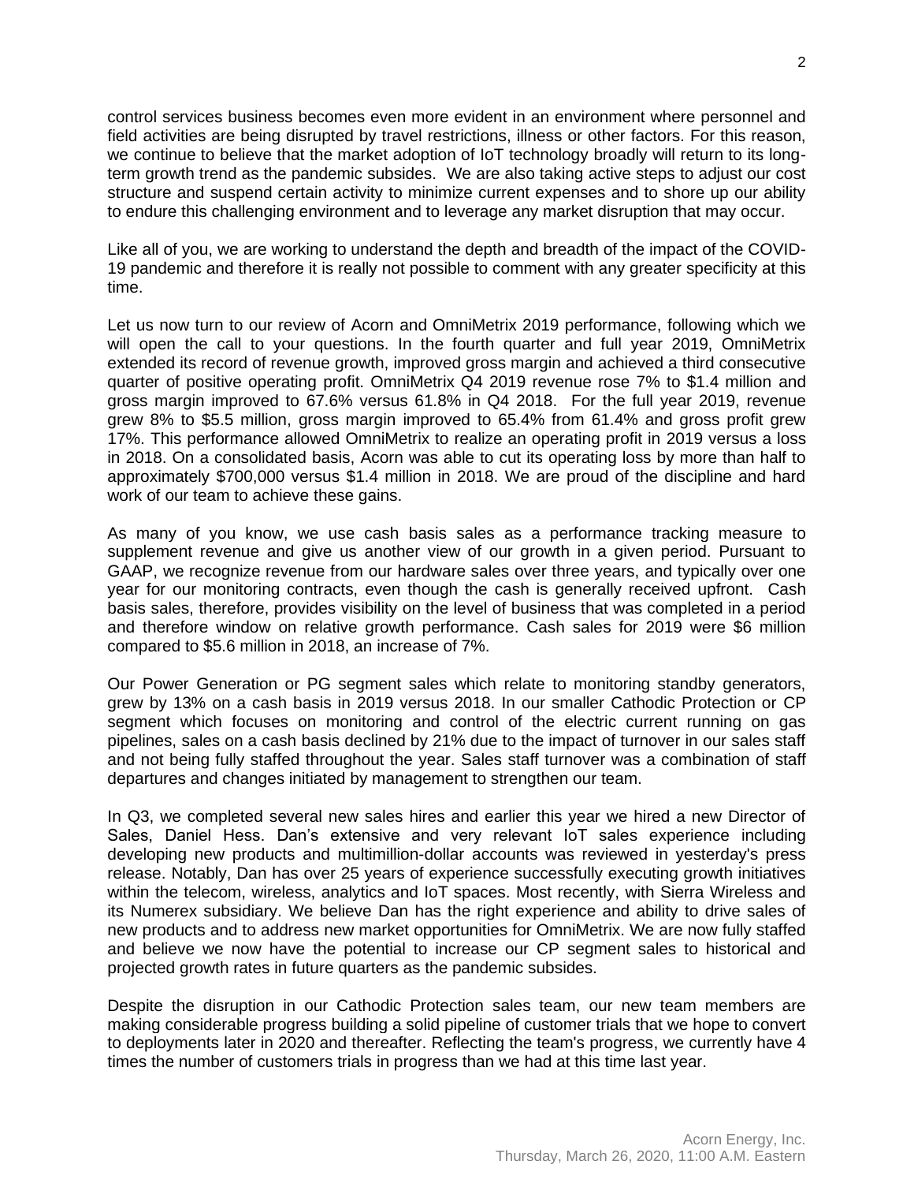control services business becomes even more evident in an environment where personnel and field activities are being disrupted by travel restrictions, illness or other factors. For this reason, we continue to believe that the market adoption of IoT technology broadly will return to its long-term growth trend as the pandemic subsides. We are also taking active steps to adjust our cost structure and suspend certain activity to minimize current expenses and to shore up our ability to endure this challenging environment and to leverage any market disruption that may occur.

Like all of you, we are working to understand the depth and breadth of the impact of the COVID-19 pandemic and therefore it is really not possible to comment with any greater specificity at this time.

Let us now turn to our review of Acorn and OmniMetrix 2019 performance, following which we will open the call to your questions. In the fourth quarter and full year 2019, OmniMetrix extended its record of revenue growth, improved gross margin and achieved a third consecutive quarter of positive operating profit. OmniMetrix Q4 2019 revenue rose 7% to $1.4 million and gross margin improved to 67.6% versus 61.8% in Q4 2018. For the full year 2019, revenue grew 8% to $5.5 million, gross margin improved to 65.4% from 61.4% and gross profit grew 17%. This performance allowed OmniMetrix to realize an operating profit in 2019 versus a loss in 2018. On a consolidated basis, Acorn was able to cut its operating loss by more than half to approximately $700,000 versus $1.4 million in 2018. We are proud of the discipline and hard work of our team to achieve these gains.

As many of you know, we use cash basis sales as a performance tracking measure to supplement revenue and give us another view of our growth in a given period. Pursuant to GAAP, we recognize revenue from our hardware sales over three years, and typically over one year for our monitoring contracts, even though the cash is generally received upfront. Cash basis sales, therefore, provides visibility on the level of business that was completed in a period and therefore window on relative growth performance. Cash sales for 2019 were $6 million compared to $5.6 million in 2018, an increase of 7%.

Our Power Generation or PG segment sales which relate to monitoring standby generators, grew by 13% on a cash basis in 2019 versus 2018. In our smaller Cathodic Protection or CP segment which focuses on monitoring and control of the electric current running on gas pipelines, sales on a cash basis declined by 21% due to the impact of turnover in our sales staff and not being fully staffed throughout the year. Sales staff turnover was a combination of staff departures and changes initiated by management to strengthen our team.

In Q3, we completed several new sales hires and earlier this year we hired a new Director of Sales, Daniel Hess. Dan's extensive and very relevant IoT sales experience including developing new products and multimillion-dollar accounts was reviewed in yesterday's press release. Notably, Dan has over 25 years of experience successfully executing growth initiatives within the telecom, wireless, analytics and IoT spaces. Most recently, with Sierra Wireless and its Numerex subsidiary. We believe Dan has the right experience and ability to drive sales of new products and to address new market opportunities for OmniMetrix. We are now fully staffed and believe we now have the potential to increase our CP segment sales to historical and projected growth rates in future quarters as the pandemic subsides.

Despite the disruption in our Cathodic Protection sales team, our new team members are making considerable progress building a solid pipeline of customer trials that we hope to convert to deployments later in 2020 and thereafter. Reflecting the team's progress, we currently have 4 times the number of customers trials in progress than we had at this time last year.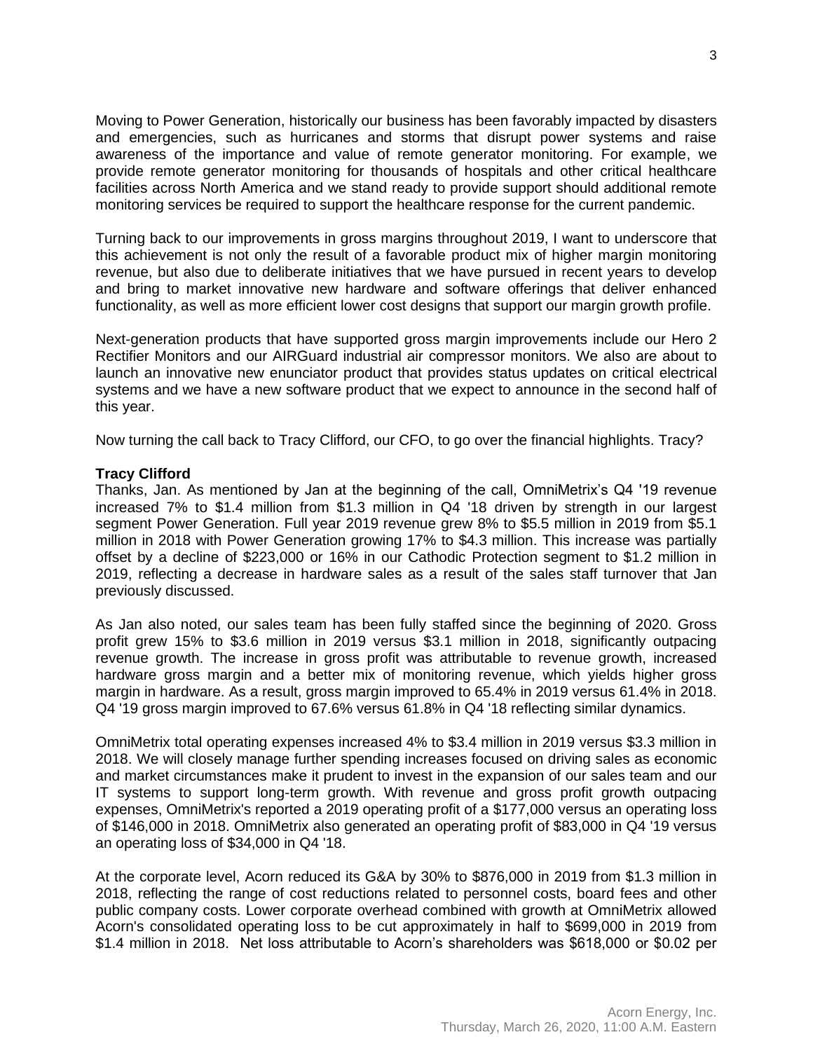Moving to Power Generation, historically our business has been favorably impacted by disasters and emergencies, such as hurricanes and storms that disrupt power systems and raise awareness of the importance and value of remote generator monitoring. For example, we provide remote generator monitoring for thousands of hospitals and other critical healthcare facilities across North America and we stand ready to provide support should additional remote monitoring services be required to support the healthcare response for the current pandemic.

Turning back to our improvements in gross margins throughout 2019, I want to underscore that this achievement is not only the result of a favorable product mix of higher margin monitoring revenue, but also due to deliberate initiatives that we have pursued in recent years to develop and bring to market innovative new hardware and software offerings that deliver enhanced functionality, as well as more efficient lower cost designs that support our margin growth profile.

Next-generation products that have supported gross margin improvements include our Hero 2 Rectifier Monitors and our AIRGuard industrial air compressor monitors. We also are about to launch an innovative new enunciator product that provides status updates on critical electrical systems and we have a new software product that we expect to announce in the second half of this year.

Now turning the call back to Tracy Clifford, our CFO, to go over the financial highlights. Tracy?

**Tracy Clifford**
Thanks, Jan. As mentioned by Jan at the beginning of the call, OmniMetrix's Q4 '19 revenue increased 7% to $1.4 million from $1.3 million in Q4 '18 driven by strength in our largest segment Power Generation. Full year 2019 revenue grew 8% to $5.5 million in 2019 from $5.1 million in 2018 with Power Generation growing 17% to $4.3 million. This increase was partially offset by a decline of $223,000 or 16% in our Cathodic Protection segment to $1.2 million in 2019, reflecting a decrease in hardware sales as a result of the sales staff turnover that Jan previously discussed.

As Jan also noted, our sales team has been fully staffed since the beginning of 2020. Gross profit grew 15% to $3.6 million in 2019 versus $3.1 million in 2018, significantly outpacing revenue growth. The increase in gross profit was attributable to revenue growth, increased hardware gross margin and a better mix of monitoring revenue, which yields higher gross margin in hardware. As a result, gross margin improved to 65.4% in 2019 versus 61.4% in 2018. Q4 '19 gross margin improved to 67.6% versus 61.8% in Q4 '18 reflecting similar dynamics.

OmniMetrix total operating expenses increased 4% to $3.4 million in 2019 versus $3.3 million in 2018. We will closely manage further spending increases focused on driving sales as economic and market circumstances make it prudent to invest in the expansion of our sales team and our IT systems to support long-term growth. With revenue and gross profit growth outpacing expenses, OmniMetrix's reported a 2019 operating profit of a $177,000 versus an operating loss of $146,000 in 2018. OmniMetrix also generated an operating profit of $83,000 in Q4 '19 versus an operating loss of $34,000 in Q4 '18.

At the corporate level, Acorn reduced its G&A by 30% to $876,000 in 2019 from $1.3 million in 2018, reflecting the range of cost reductions related to personnel costs, board fees and other public company costs. Lower corporate overhead combined with growth at OmniMetrix allowed Acorn's consolidated operating loss to be cut approximately in half to $699,000 in 2019 from $1.4 million in 2018. Net loss attributable to Acorn's shareholders was $618,000 or $0.02 per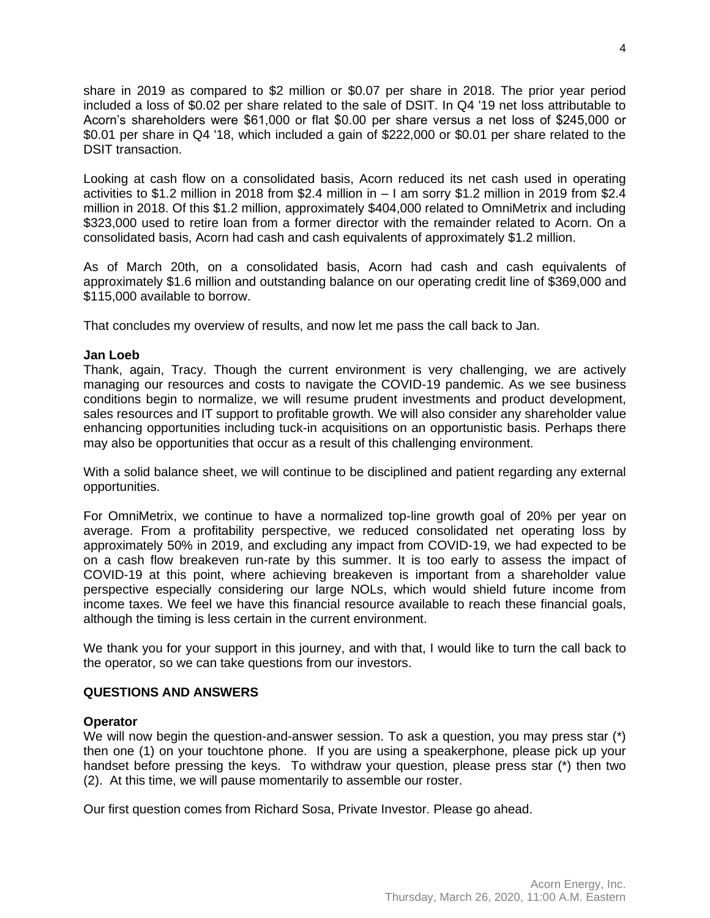share in 2019 as compared to $2 million or $0.07 per share in 2018. The prior year period included a loss of $0.02 per share related to the sale of DSIT. In Q4 '19 net loss attributable to Acorn's shareholders were $61,000 or flat $0.00 per share versus a net loss of $245,000 or $0.01 per share in Q4 '18, which included a gain of $222,000 or $0.01 per share related to the DSIT transaction.

Looking at cash flow on a consolidated basis, Acorn reduced its net cash used in operating activities to $1.2 million in 2018 from $2.4 million in – I am sorry $1.2 million in 2019 from $2.4 million in 2018. Of this $1.2 million, approximately $404,000 related to OmniMetrix and including $323,000 used to retire loan from a former director with the remainder related to Acorn. On a consolidated basis, Acorn had cash and cash equivalents of approximately $1.2 million.

As of March 20th, on a consolidated basis, Acorn had cash and cash equivalents of approximately $1.6 million and outstanding balance on our operating credit line of $369,000 and $115,000 available to borrow.

That concludes my overview of results, and now let me pass the call back to Jan.

**Jan Loeb**
Thank, again, Tracy. Though the current environment is very challenging, we are actively managing our resources and costs to navigate the COVID-19 pandemic. As we see business conditions begin to normalize, we will resume prudent investments and product development, sales resources and IT support to profitable growth. We will also consider any shareholder value enhancing opportunities including tuck-in acquisitions on an opportunistic basis. Perhaps there may also be opportunities that occur as a result of this challenging environment.

With a solid balance sheet, we will continue to be disciplined and patient regarding any external opportunities.

For OmniMetrix, we continue to have a normalized top-line growth goal of 20% per year on average. From a profitability perspective, we reduced consolidated net operating loss by approximately 50% in 2019, and excluding any impact from COVID-19, we had expected to be on a cash flow breakeven run-rate by this summer. It is too early to assess the impact of COVID-19 at this point, where achieving breakeven is important from a shareholder value perspective especially considering our large NOLs, which would shield future income from income taxes. We feel we have this financial resource available to reach these financial goals, although the timing is less certain in the current environment.

We thank you for your support in this journey, and with that, I would like to turn the call back to the operator, so we can take questions from our investors.

**QUESTIONS AND ANSWERS**

**Operator**
We will now begin the question-and-answer session. To ask a question, you may press star (*) then one (1) on your touchtone phone. If you are using a speakerphone, please pick up your handset before pressing the keys. To withdraw your question, please press star (*) then two (2). At this time, we will pause momentarily to assemble our roster.

Our first question comes from Richard Sosa, Private Investor. Please go ahead.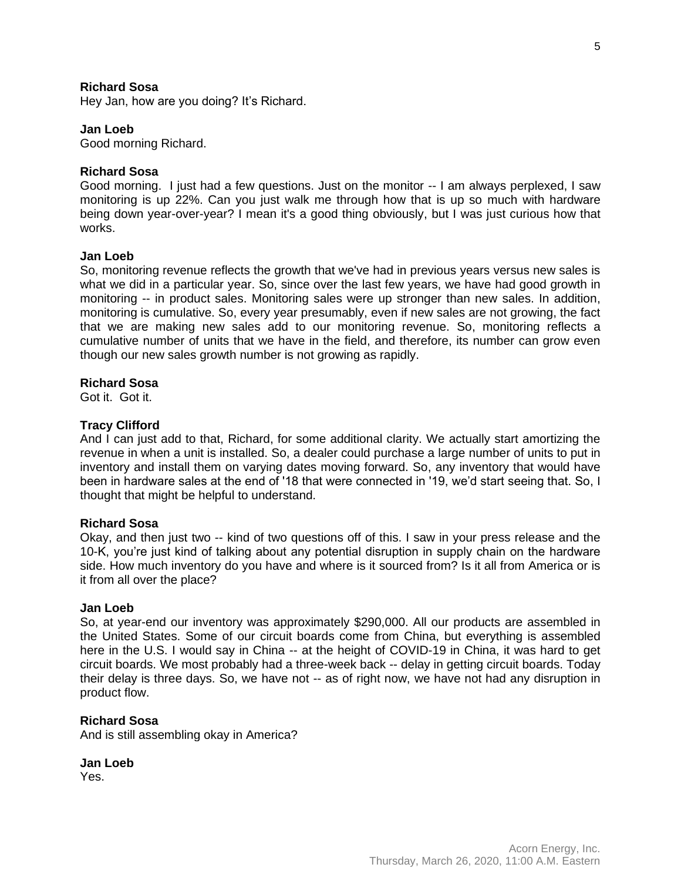**Richard Sosa**
Hey Jan, how are you doing? It's Richard.

**Jan Loeb**
Good morning Richard.

**Richard Sosa**
Good morning. I just had a few questions. Just on the monitor -- I am always perplexed, I saw monitoring is up 22%. Can you just walk me through how that is up so much with hardware being down year-over-year? I mean it's a good thing obviously, but I was just curious how that works.

**Jan Loeb**
So, monitoring revenue reflects the growth that we've had in previous years versus new sales is what we did in a particular year. So, since over the last few years, we have had good growth in monitoring -- in product sales. Monitoring sales were up stronger than new sales. In addition, monitoring is cumulative. So, every year presumably, even if new sales are not growing, the fact that we are making new sales add to our monitoring revenue. So, monitoring reflects a cumulative number of units that we have in the field, and therefore, its number can grow even though our new sales growth number is not growing as rapidly.

**Richard Sosa**
Got it. Got it.

**Tracy Clifford**
And I can just add to that, Richard, for some additional clarity. We actually start amortizing the revenue in when a unit is installed. So, a dealer could purchase a large number of units to put in inventory and install them on varying dates moving forward. So, any inventory that would have been in hardware sales at the end of '18 that were connected in '19, we'd start seeing that. So, I thought that might be helpful to understand.

**Richard Sosa**
Okay, and then just two -- kind of two questions off of this. I saw in your press release and the 10-K, you're just kind of talking about any potential disruption in supply chain on the hardware side. How much inventory do you have and where is it sourced from? Is it all from America or is it from all over the place?

**Jan Loeb**
So, at year-end our inventory was approximately $290,000. All our products are assembled in the United States. Some of our circuit boards come from China, but everything is assembled here in the U.S. I would say in China -- at the height of COVID-19 in China, it was hard to get circuit boards. We most probably had a three-week back -- delay in getting circuit boards. Today their delay is three days. So, we have not -- as of right now, we have not had any disruption in product flow.

**Richard Sosa**
And is still assembling okay in America?

**Jan Loeb**
Yes.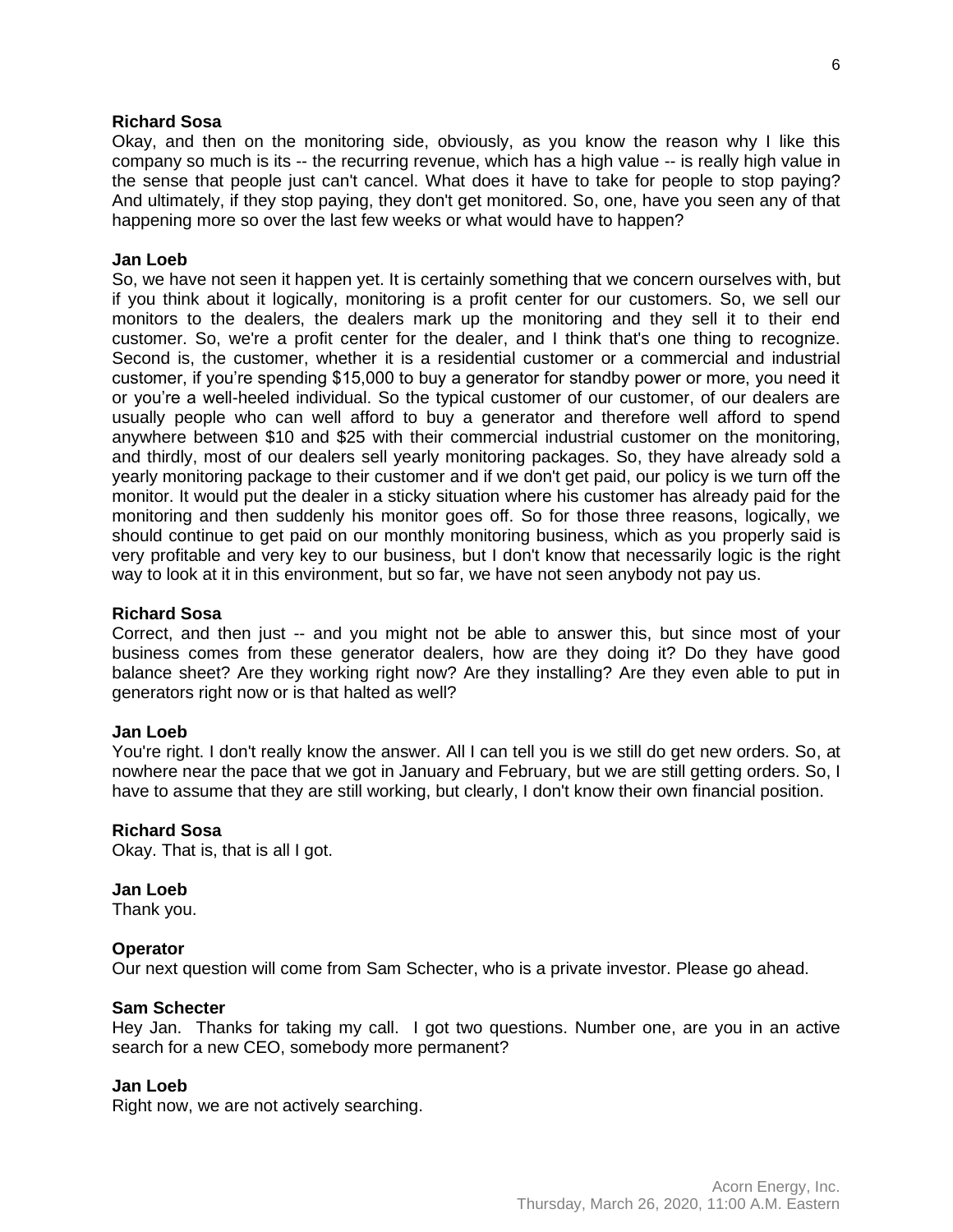**Richard Sosa**
Okay, and then on the monitoring side, obviously, as you know the reason why I like this company so much is its -- the recurring revenue, which has a high value -- is really high value in the sense that people just can't cancel. What does it have to take for people to stop paying? And ultimately, if they stop paying, they don't get monitored. So, one, have you seen any of that happening more so over the last few weeks or what would have to happen?

**Jan Loeb**
So, we have not seen it happen yet. It is certainly something that we concern ourselves with, but if you think about it logically, monitoring is a profit center for our customers. So, we sell our monitors to the dealers, the dealers mark up the monitoring and they sell it to their end customer. So, we're a profit center for the dealer, and I think that's one thing to recognize. Second is, the customer, whether it is a residential customer or a commercial and industrial customer, if you're spending $15,000 to buy a generator for standby power or more, you need it or you're a well-heeled individual. So the typical customer of our customer, of our dealers are usually people who can well afford to buy a generator and therefore well afford to spend anywhere between $10 and $25 with their commercial industrial customer on the monitoring, and thirdly, most of our dealers sell yearly monitoring packages. So, they have already sold a yearly monitoring package to their customer and if we don't get paid, our policy is we turn off the monitor. It would put the dealer in a sticky situation where his customer has already paid for the monitoring and then suddenly his monitor goes off. So for those three reasons, logically, we should continue to get paid on our monthly monitoring business, which as you properly said is very profitable and very key to our business, but I don't know that necessarily logic is the right way to look at it in this environment, but so far, we have not seen anybody not pay us.

**Richard Sosa**
Correct, and then just -- and you might not be able to answer this, but since most of your business comes from these generator dealers, how are they doing it? Do they have good balance sheet? Are they working right now? Are they installing? Are they even able to put in generators right now or is that halted as well?

**Jan Loeb**
You're right. I don't really know the answer. All I can tell you is we still do get new orders. So, at nowhere near the pace that we got in January and February, but we are still getting orders. So, I have to assume that they are still working, but clearly, I don't know their own financial position.

**Richard Sosa**
Okay. That is, that is all I got.

**Jan Loeb**
Thank you.

**Operator**
Our next question will come from Sam Schecter, who is a private investor. Please go ahead.

**Sam Schecter**
Hey Jan. Thanks for taking my call. I got two questions. Number one, are you in an active search for a new CEO, somebody more permanent?

**Jan Loeb**
Right now, we are not actively searching.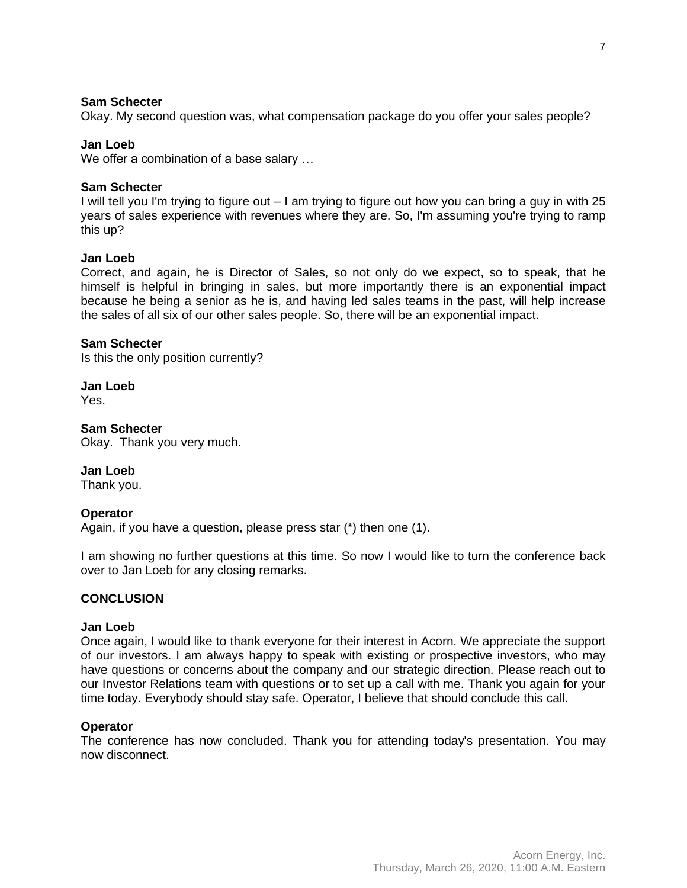**Sam Schecter**
Okay. My second question was, what compensation package do you offer your sales people?

**Jan Loeb**
We offer a combination of a base salary …

**Sam Schecter**
I will tell you I'm trying to figure out – I am trying to figure out how you can bring a guy in with 25 years of sales experience with revenues where they are. So, I'm assuming you're trying to ramp this up?

**Jan Loeb**
Correct, and again, he is Director of Sales, so not only do we expect, so to speak, that he himself is helpful in bringing in sales, but more importantly there is an exponential impact because he being a senior as he is, and having led sales teams in the past, will help increase the sales of all six of our other sales people. So, there will be an exponential impact.

**Sam Schecter**
Is this the only position currently?

**Jan Loeb**
Yes.

**Sam Schecter**
Okay. Thank you very much.

**Jan Loeb**
Thank you.

**Operator**
Again, if you have a question, please press star (*) then one (1).

I am showing no further questions at this time. So now I would like to turn the conference back over to Jan Loeb for any closing remarks.

**CONCLUSION**

**Jan Loeb**
Once again, I would like to thank everyone for their interest in Acorn. We appreciate the support of our investors. I am always happy to speak with existing or prospective investors, who may have questions or concerns about the company and our strategic direction. Please reach out to our Investor Relations team with questions or to set up a call with me. Thank you again for your time today. Everybody should stay safe. Operator, I believe that should conclude this call.

**Operator**
The conference has now concluded. Thank you for attending today's presentation. You may now disconnect.